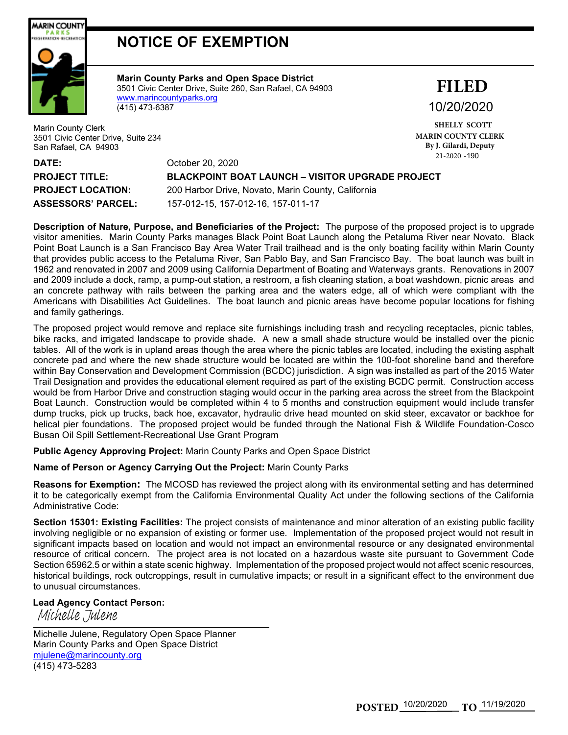# NOTICE OF EXEMPTION

**Marin County Parks and Open Space District**
3501 Civic Center Drive, Suite 260, San Rafael, CA 94903
www.marincountyparks.org
(415) 473-6387

**FILED**
10/20/2020
SHELLY SCOTT
MARIN COUNTY CLERK
By J. Gilardi, Deputy
21-2020 -190

Marin County Clerk
3501 Civic Center Drive, Suite 234
San Rafael, CA 94903

**DATE:** October 20, 2020

**PROJECT TITLE:** **BLACKPOINT BOAT LAUNCH – VISITOR UPGRADE PROJECT**

**PROJECT LOCATION:** 200 Harbor Drive, Novato, Marin County, California

**ASSESSORS' PARCEL:** 157-012-15, 157-012-16, 157-011-17

**Description of Nature, Purpose, and Beneficiaries of the Project:** The purpose of the proposed project is to upgrade visitor amenities. Marin County Parks manages Black Point Boat Launch along the Petaluma River near Novato. Black Point Boat Launch is a San Francisco Bay Area Water Trail trailhead and is the only boating facility within Marin County that provides public access to the Petaluma River, San Pablo Bay, and San Francisco Bay. The boat launch was built in 1962 and renovated in 2007 and 2009 using California Department of Boating and Waterways grants. Renovations in 2007 and 2009 include a dock, ramp, a pump-out station, a restroom, a fish cleaning station, a boat washdown, picnic areas and an concrete pathway with rails between the parking area and the waters edge, all of which were compliant with the Americans with Disabilities Act Guidelines. The boat launch and picnic areas have become popular locations for fishing and family gatherings.

The proposed project would remove and replace site furnishings including trash and recycling receptacles, picnic tables, bike racks, and irrigated landscape to provide shade. A new a small shade structure would be installed over the picnic tables. All of the work is in upland areas though the area where the picnic tables are located, including the existing asphalt concrete pad and where the new shade structure would be located are within the 100-foot shoreline band and therefore within Bay Conservation and Development Commission (BCDC) jurisdiction. A sign was installed as part of the 2015 Water Trail Designation and provides the educational element required as part of the existing BCDC permit. Construction access would be from Harbor Drive and construction staging would occur in the parking area across the street from the Blackpoint Boat Launch. Construction would be completed within 4 to 5 months and construction equipment would include transfer dump trucks, pick up trucks, back hoe, excavator, hydraulic drive head mounted on skid steer, excavator or backhoe for helical pier foundations. The proposed project would be funded through the National Fish & Wildlife Foundation-Cosco Busan Oil Spill Settlement-Recreational Use Grant Program

**Public Agency Approving Project:** Marin County Parks and Open Space District

**Name of Person or Agency Carrying Out the Project:** Marin County Parks

**Reasons for Exemption:** The MCOSD has reviewed the project along with its environmental setting and has determined it to be categorically exempt from the California Environmental Quality Act under the following sections of the California Administrative Code:

**Section 15301: Existing Facilities:** The project consists of maintenance and minor alteration of an existing public facility involving negligible or no expansion of existing or former use. Implementation of the proposed project would not result in significant impacts based on location and would not impact an environmental resource or any designated environmental resource of critical concern. The project area is not located on a hazardous waste site pursuant to Government Code Section 65962.5 or within a state scenic highway. Implementation of the proposed project would not affect scenic resources, historical buildings, rock outcroppings, result in cumulative impacts; or result in a significant effect to the environment due to unusual circumstances.

**Lead Agency Contact Person:**

*Michelle Julene*

Michelle Julene, Regulatory Open Space Planner
Marin County Parks and Open Space District
mjulene@marincounty.org
(415) 473-5283

POSTED 10/20/2020 TO 11/19/2020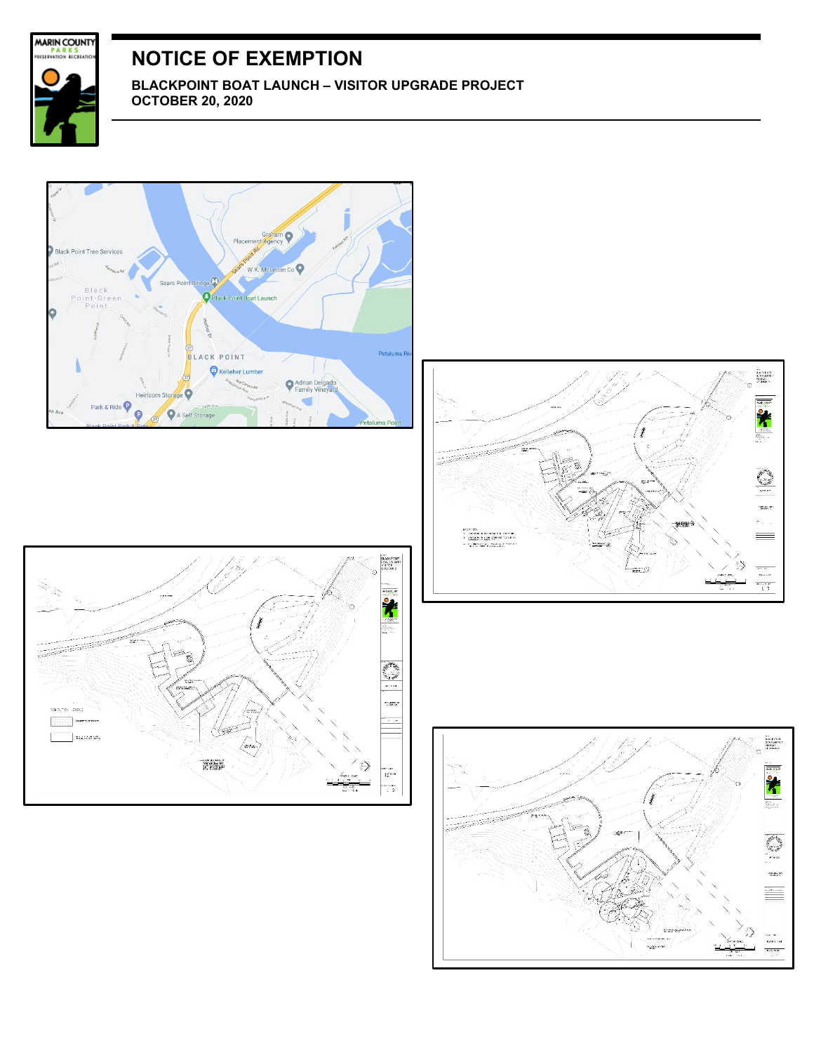# NOTICE OF EXEMPTION

**BLACKPOINT BOAT LAUNCH – VISITOR UPGRADE PROJECT**
**OCTOBER 20, 2020**